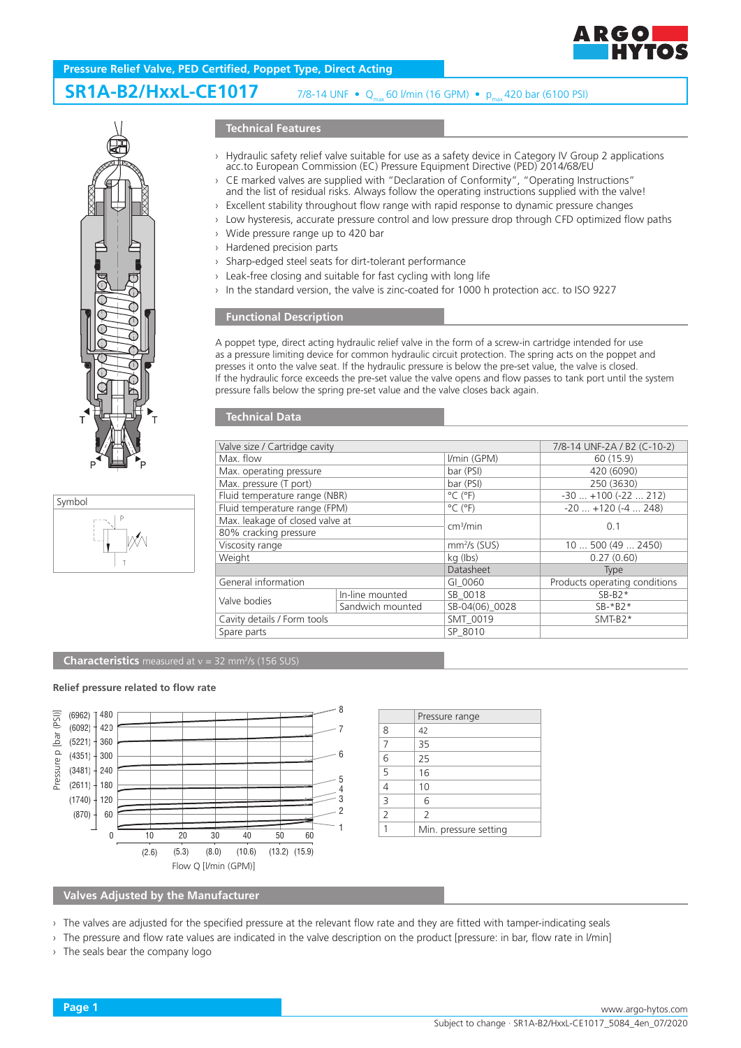## Pressure Relief Valve, PED Certified, Poppet Type, Direct Acting

# SR1A-B2/HxxL-CE1017

7/8-14 UNF • $Q_{max}$ 60 l/min (16 GPM) • $p_{max}$ 420 bar (6100 PSI)

Symbol

## Technical Features

- Hydraulic safety relief valve suitable for use as a safety device in Category IV Group 2 applications acc.to European Commission (EC) Pressure Equipment Directive (PED) 2014/68/EU
- CE marked valves are supplied with "Declaration of Conformity", "Operating Instructions" and the list of residual risks. Always follow the operating instructions supplied with the valve!
- Excellent stability throughout flow range with rapid response to dynamic pressure changes
- Low hysteresis, accurate pressure control and low pressure drop through CFD optimized flow paths
- Wide pressure range up to 420 bar
- Hardened precision parts
- Sharp-edged steel seats for dirt-tolerant performance
- Leak-free closing and suitable for fast cycling with long life
- In the standard version, the valve is zinc-coated for 1000 h protection acc. to ISO 9227

## Functional Description

A poppet type, direct acting hydraulic relief valve in the form of a screw-in cartridge intended for use as a pressure limiting device for common hydraulic circuit protection. The spring acts on the poppet and presses it onto the valve seat. If the hydraulic pressure is below the pre-set value, the valve is closed. If the hydraulic force exceeds the pre-set value the valve opens and flow passes to tank port until the system pressure falls below the spring pre-set value and the valve closes back again.

## Technical Data

| Valve size / Cartridge cavity | | | 7/8-14 UNF-2A / B2 (C-10-2) |
|---|---|---|---|
| Max. flow | | l/min (GPM) | 60 (15.9) |
| Max. operating pressure | | bar (PSI) | 420 (6090) |
| Max. pressure (T port) | | bar (PSI) | 250 (3630) |
| Fluid temperature range (NBR) | | °C (°F) | -30 ... +100 (-22 ... 212) |
| Fluid temperature range (FPM) | | °C (°F) | -20 ... +120 (-4 ... 248) |
| Max. leakage of closed valve at 80% cracking pressure | | cm³/min | 0.1 |
| Viscosity range | | mm²/s (SUS) | 10 ... 500 (49 ... 2450) |
| Weight | | kg (lbs) | 0.27 (0.60) |
| | | Datasheet | Type |
| General information | | GI_0060 | Products operating conditions |
| Valve bodies | In-line mounted | SB_0018 | SB-B2* |
| | Sandwich mounted | SB-04(06)_0028 | SB-*B2* |
| Cavity details / Form tools | | SMT_0019 | SMT-B2* |
| Spare parts | | SP_8010 | |

## Characteristics measured at ν = 32 mm²/s (156 SUS)

### Relief pressure related to flow rate

| | Pressure range |
|---|---|
| 8 | 42 |
| 7 | 35 |
| 6 | 25 |
| 5 | 16 |
| 4 | 10 |
| 3 | 6 |
| 2 | 2 |
| 1 | Min. pressure setting |

## Valves Adjusted by the Manufacturer

- The valves are adjusted for the specified pressure at the relevant flow rate and they are fitted with tamper-indicating seals
- The pressure and flow rate values are indicated in the valve description on the product [pressure: in bar, flow rate in l/min]
- The seals bear the company logo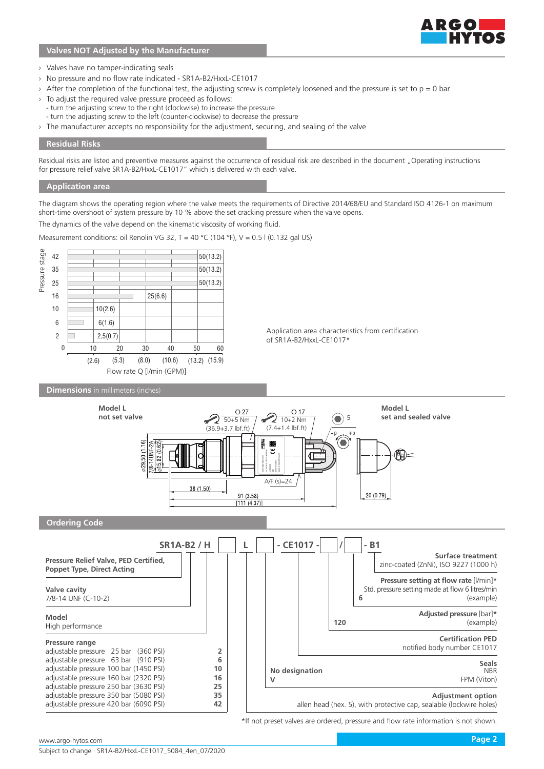## Valves NOT Adjusted by the Manufacturer

- Valves have no tamper-indicating seals
- No pressure and no flow rate indicated - SR1A-B2/HxxL-CE1017
- After the completion of the functional test, the adjusting screw is completely loosened and the pressure is set to p = 0 bar
- To adjust the required valve pressure proceed as follows:
  - turn the adjusting screw to the right (clockwise) to increase the pressure
  - turn the adjusting screw to the left (counter-clockwise) to decrease the pressure
- The manufacturer accepts no responsibility for the adjustment, securing, and sealing of the valve

## Residual Risks

Residual risks are listed and preventive measures against the occurrence of residual risk are described in the document „Operating instructions for pressure relief valve SR1A-B2/HxxL-CE1017" which is delivered with each valve.

## Application area

The diagram shows the operating region where the valve meets the requirements of Directive 2014/68/EU and Standard ISO 4126-1 on maximum short-time overshoot of system pressure by 10 % above the set cracking pressure when the valve opens.

The dynamics of the valve depend on the kinematic viscosity of working fluid.

Measurement conditions: oil Renolin VG 32, T = 40 °C (104 °F), V = 0.5 l (0.132 gal US)

Pressure stage

42 50(13.2)
35 50(13.2)
25 50(13.2)
16 25(6.6)
10 10(2.6)
6 6(1.6)
2 2,5(0.7)

0 10 20 30 40 50 60
(2.6) (5.3) (8.0) (10.6) (13.2) (15.9)

Flow rate Q [l/min (GPM)]

Application area characteristics from certification of SR1A-B2/HxxL-CE1017*

## Dimensions in millimeters (inches)

Model L
not set valve

Model L
set and sealed valve

○ 27
50+5 Nm
(36.9+3.7 lbf.ft)

○ 17
10+2 Nm
(7.4+1.4 lbf.ft)

5

-p +p

ø29.50 (1.16)
7/8-14UNF-2A
ø15.82 (0.62)

A/F (s)=24

38 (1.50)
91 (3.58)
[111 (4.37)]
20 (0.79)

## Ordering Code

SR1A-B2 / H [ ] L [ ] - CE1017 - [ ] / [ ] - B1

**Pressure Relief Valve, PED Certified, Poppet Type, Direct Acting**

**Valve cavity**
7/8-14 UNF (C-10-2)

**Model**
High performance

**Pressure range**

| | |
|---|---|
| adjustable pressure 25 bar (360 PSI) | **2** |
| adjustable pressure 63 bar (910 PSI) | **6** |
| adjustable pressure 100 bar (1450 PSI) | **10** |
| adjustable pressure 160 bar (2320 PSI) | **16** |
| adjustable pressure 250 bar (3630 PSI) | **25** |
| adjustable pressure 350 bar (5080 PSI) | **35** |
| adjustable pressure 420 bar (6090 PSI) | **42** |

**Surface treatment**
zinc-coated (ZnNi), ISO 9227 (1000 h)

**Pressure setting at flow rate** [l/min]*
Std. pressure setting made at flow 6 litres/min
**6** (example)

**Adjusted pressure** [bar]*
**120** (example)

**Certification PED**
notified body number CE1017

**Seals**

| | |
|---|---|
| **No designation** | NBR |
| **V** | FPM (Viton) |

**Adjustment option**
allen head (hex. 5), with protective cap, sealable (lockwire holes)

*If not preset valves are ordered, pressure and flow rate information is not shown.